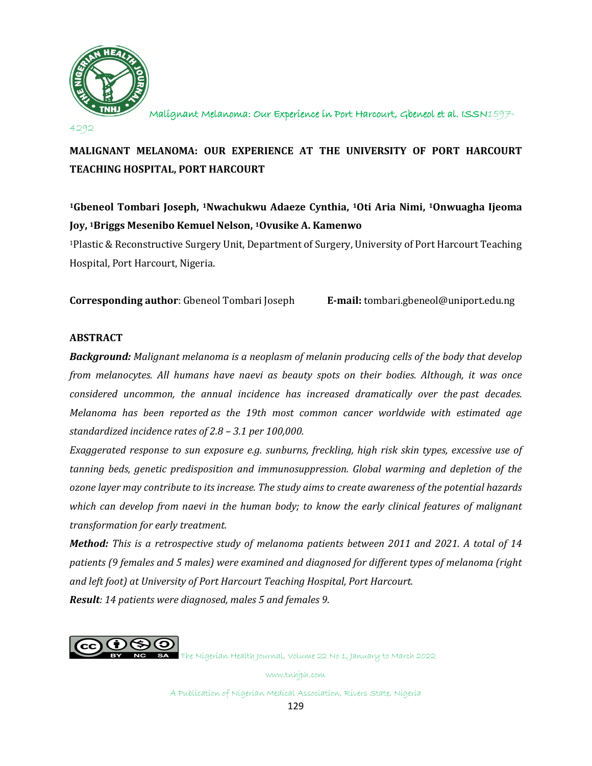# MALIGNANT MELANOMA: OUR EXPERIENCE AT THE UNIVERSITY OF PORT HARCOURT TEACHING HOSPITAL, PORT HARCOURT

[1]Gbeneol Tombari Joseph, [1]Nwachukwu Adaeze Cynthia, [1]Oti Aria Nimi, [1]Onwuagha Ijeoma Joy, [1]Briggs Mesenibo Kemuel Nelson, [1]Ovusike A. Kamenwo

[1]Plastic & Reconstructive Surgery Unit, Department of Surgery, University of Port Harcourt Teaching Hospital, Port Harcourt, Nigeria.

**Corresponding author**: Gbeneol Tombari Joseph **E-mail:** tombari.gbeneol@uniport.edu.ng

## ABSTRACT

***Background:*** *Malignant melanoma is a neoplasm of melanin producing cells of the body that develop from melanocytes. All humans have naevi as beauty spots on their bodies. Although, it was once considered uncommon, the annual incidence has increased dramatically over the past decades. Melanoma has been reported as the 19th most common cancer worldwide with estimated age standardized incidence rates of 2.8 – 3.1 per 100,000.*

*Exaggerated response to sun exposure e.g. sunburns, freckling, high risk skin types, excessive use of tanning beds, genetic predisposition and immunosuppression. Global warming and depletion of the ozone layer may contribute to its increase. The study aims to create awareness of the potential hazards which can develop from naevi in the human body; to know the early clinical features of malignant transformation for early treatment.*

***Method:*** *This is a retrospective study of melanoma patients between 2011 and 2021. A total of 14 patients (9 females and 5 males) were examined and diagnosed for different types of melanoma (right and left foot) at University of Port Harcourt Teaching Hospital, Port Harcourt.*

***Result****: 14 patients were diagnosed, males 5 and females 9.*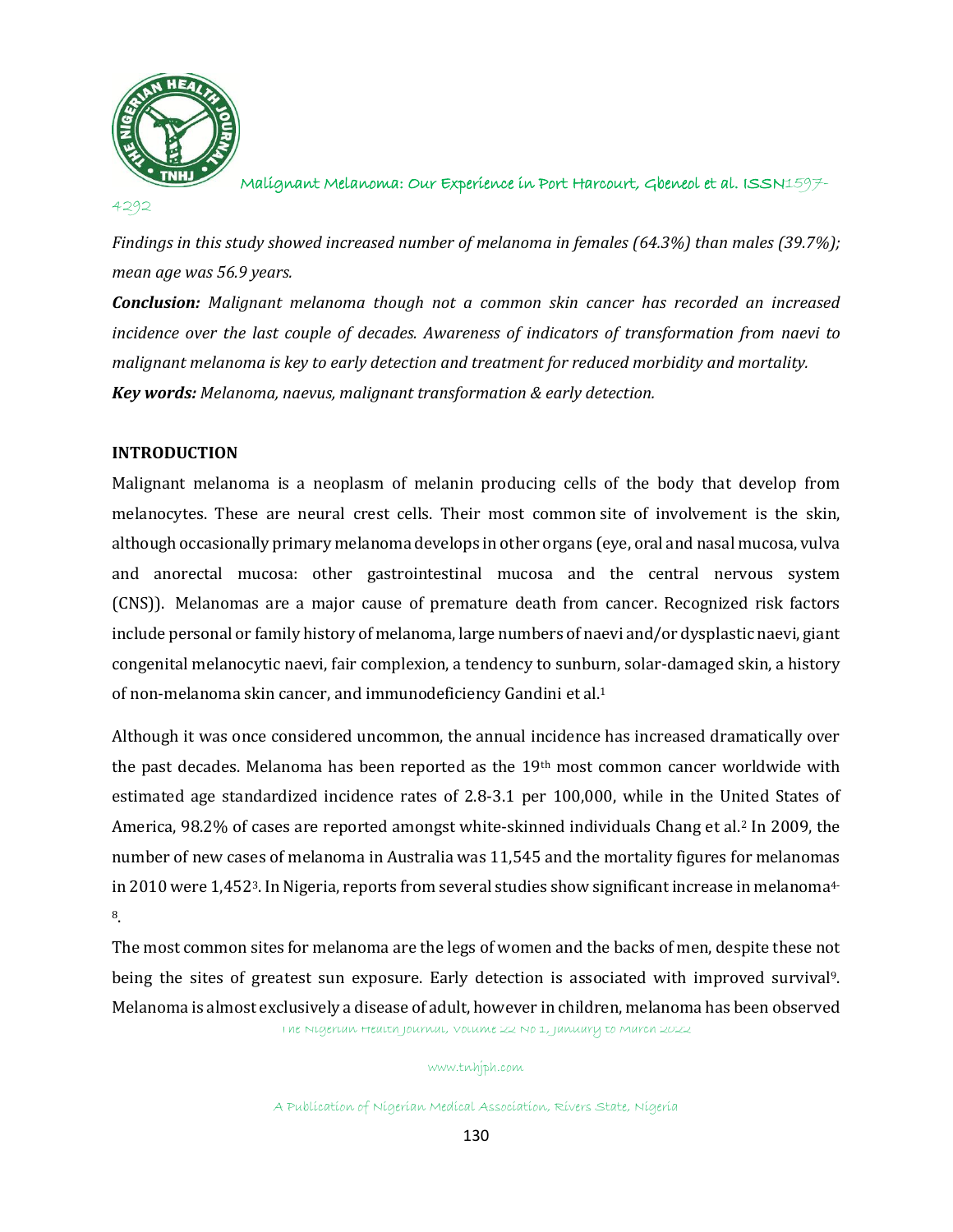*Findings in this study showed increased number of melanoma in females (64.3%) than males (39.7%); mean age was 56.9 years.*

***Conclusion:*** *Malignant melanoma though not a common skin cancer has recorded an increased incidence over the last couple of decades. Awareness of indicators of transformation from naevi to malignant melanoma is key to early detection and treatment for reduced morbidity and mortality.*

***Key words:*** *Melanoma, naevus, malignant transformation & early detection.*

## INTRODUCTION

Malignant melanoma is a neoplasm of melanin producing cells of the body that develop from melanocytes. These are neural crest cells. Their most common site of involvement is the skin, although occasionally primary melanoma develops in other organs (eye, oral and nasal mucosa, vulva and anorectal mucosa: other gastrointestinal mucosa and the central nervous system (CNS)). Melanomas are a major cause of premature death from cancer. Recognized risk factors include personal or family history of melanoma, large numbers of naevi and/or dysplastic naevi, giant congenital melanocytic naevi, fair complexion, a tendency to sunburn, solar-damaged skin, a history of non-melanoma skin cancer, and immunodeficiency Gandini et al.[1]

Although it was once considered uncommon, the annual incidence has increased dramatically over the past decades. Melanoma has been reported as the 19th most common cancer worldwide with estimated age standardized incidence rates of 2.8-3.1 per 100,000, while in the United States of America, 98.2% of cases are reported amongst white-skinned individuals Chang et al.[2] In 2009, the number of new cases of melanoma in Australia was 11,545 and the mortality figures for melanomas in 2010 were 1,452[3]. In Nigeria, reports from several studies show significant increase in melanoma[4-8].

The most common sites for melanoma are the legs of women and the backs of men, despite these not being the sites of greatest sun exposure. Early detection is associated with improved survival[9]. Melanoma is almost exclusively a disease of adult, however in children, melanoma has been observed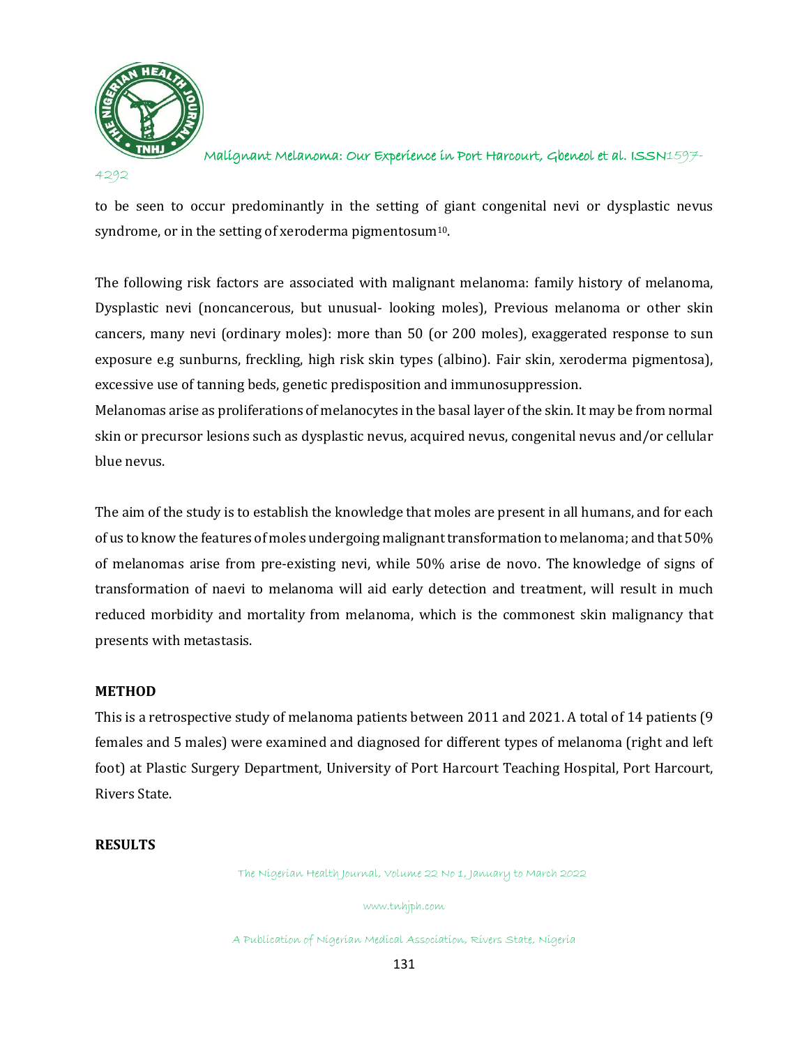to be seen to occur predominantly in the setting of giant congenital nevi or dysplastic nevus syndrome, or in the setting of xeroderma pigmentosum[10].

The following risk factors are associated with malignant melanoma: family history of melanoma, Dysplastic nevi (noncancerous, but unusual- looking moles), Previous melanoma or other skin cancers, many nevi (ordinary moles): more than 50 (or 200 moles), exaggerated response to sun exposure e.g sunburns, freckling, high risk skin types (albino). Fair skin, xeroderma pigmentosa), excessive use of tanning beds, genetic predisposition and immunosuppression.

Melanomas arise as proliferations of melanocytes in the basal layer of the skin. It may be from normal skin or precursor lesions such as dysplastic nevus, acquired nevus, congenital nevus and/or cellular blue nevus.

The aim of the study is to establish the knowledge that moles are present in all humans, and for each of us to know the features of moles undergoing malignant transformation to melanoma; and that 50% of melanomas arise from pre-existing nevi, while 50% arise de novo. The knowledge of signs of transformation of naevi to melanoma will aid early detection and treatment, will result in much reduced morbidity and mortality from melanoma, which is the commonest skin malignancy that presents with metastasis.

## METHOD

This is a retrospective study of melanoma patients between 2011 and 2021. A total of 14 patients (9 females and 5 males) were examined and diagnosed for different types of melanoma (right and left foot) at Plastic Surgery Department, University of Port Harcourt Teaching Hospital, Port Harcourt, Rivers State.

## RESULTS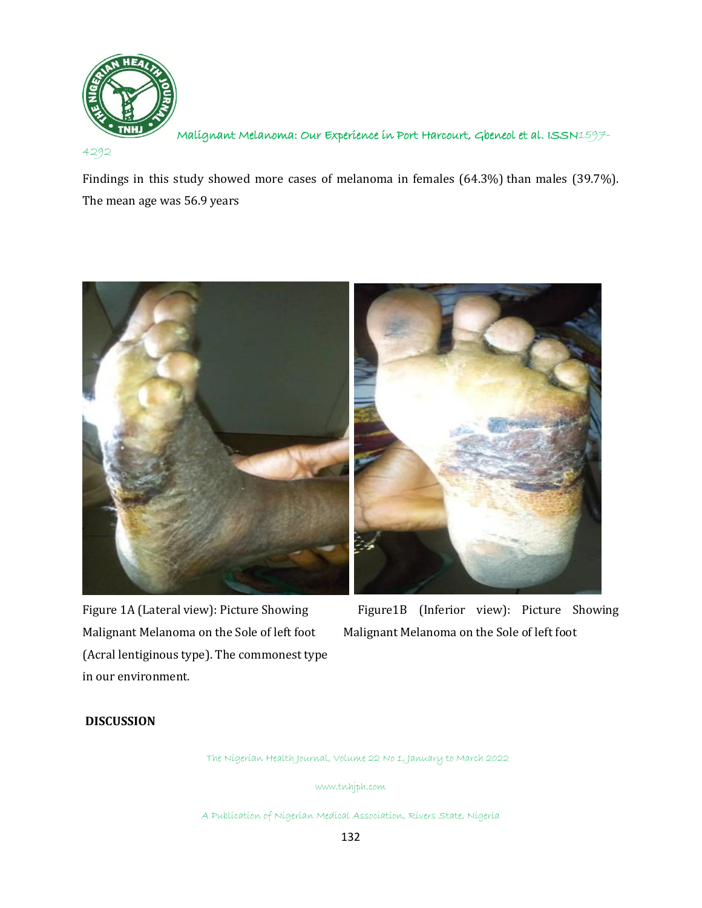Findings in this study showed more cases of melanoma in females (64.3%) than males (39.7%). The mean age was 56.9 years

Figure 1A (Lateral view): Picture Showing Malignant Melanoma on the Sole of left foot (Acral lentiginous type). The commonest type in our environment.

Figure1B (Inferior view): Picture Showing Malignant Melanoma on the Sole of left foot

## DISCUSSION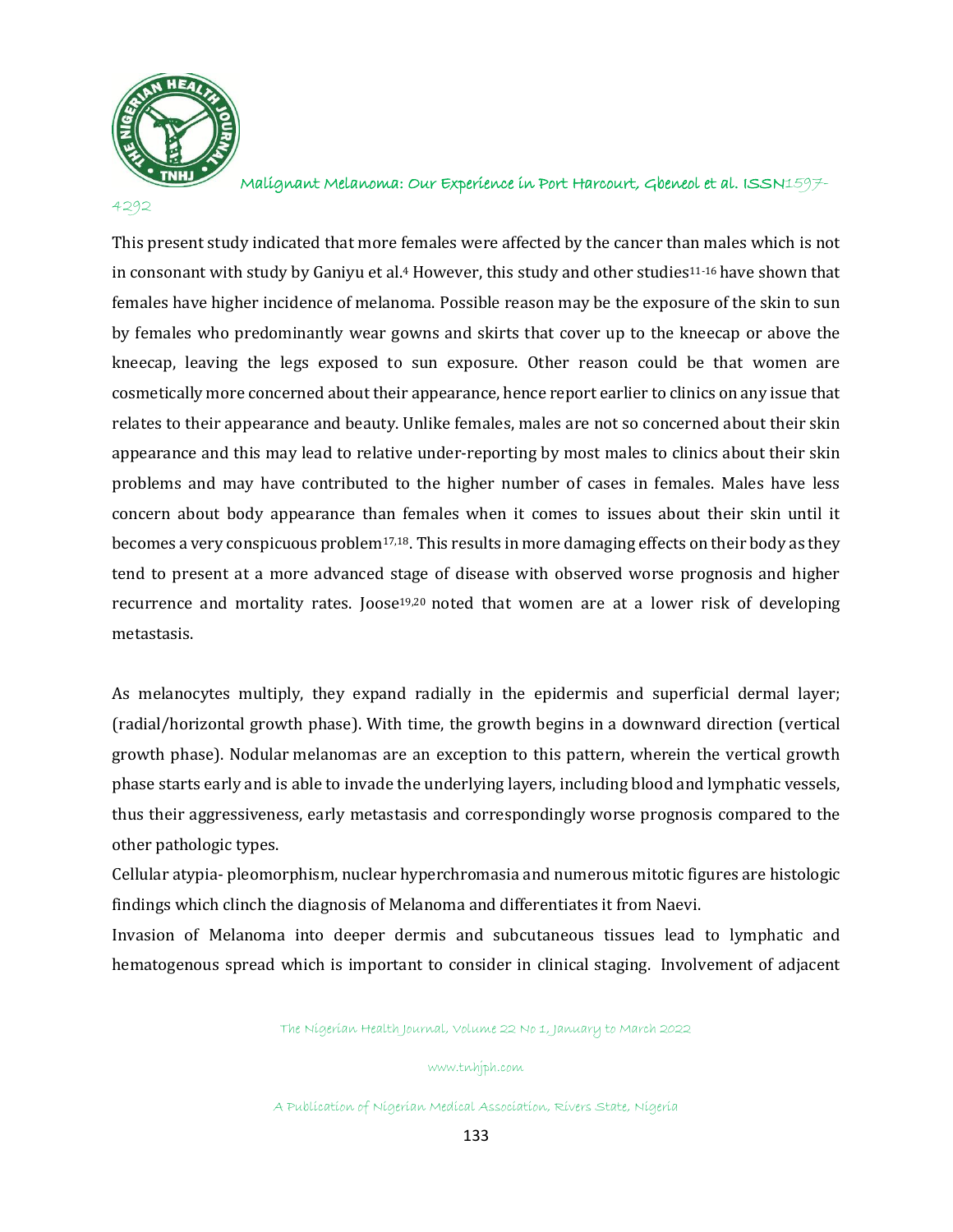This present study indicated that more females were affected by the cancer than males which is not in consonant with study by Ganiyu et al.[4] However, this study and other studies[11-16] have shown that females have higher incidence of melanoma. Possible reason may be the exposure of the skin to sun by females who predominantly wear gowns and skirts that cover up to the kneecap or above the kneecap, leaving the legs exposed to sun exposure. Other reason could be that women are cosmetically more concerned about their appearance, hence report earlier to clinics on any issue that relates to their appearance and beauty. Unlike females, males are not so concerned about their skin appearance and this may lead to relative under-reporting by most males to clinics about their skin problems and may have contributed to the higher number of cases in females. Males have less concern about body appearance than females when it comes to issues about their skin until it becomes a very conspicuous problem[17,18]. This results in more damaging effects on their body as they tend to present at a more advanced stage of disease with observed worse prognosis and higher recurrence and mortality rates. Joose[19,20] noted that women are at a lower risk of developing metastasis.

As melanocytes multiply, they expand radially in the epidermis and superficial dermal layer; (radial/horizontal growth phase). With time, the growth begins in a downward direction (vertical growth phase). Nodular melanomas are an exception to this pattern, wherein the vertical growth phase starts early and is able to invade the underlying layers, including blood and lymphatic vessels, thus their aggressiveness, early metastasis and correspondingly worse prognosis compared to the other pathologic types.

Cellular atypia- pleomorphism, nuclear hyperchromasia and numerous mitotic figures are histologic findings which clinch the diagnosis of Melanoma and differentiates it from Naevi.

Invasion of Melanoma into deeper dermis and subcutaneous tissues lead to lymphatic and hematogenous spread which is important to consider in clinical staging. Involvement of adjacent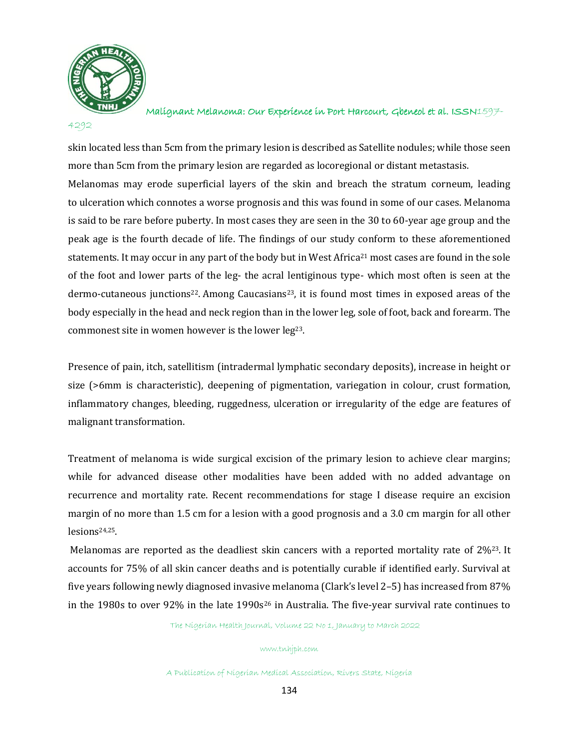skin located less than 5cm from the primary lesion is described as Satellite nodules; while those seen more than 5cm from the primary lesion are regarded as locoregional or distant metastasis.

Melanomas may erode superficial layers of the skin and breach the stratum corneum, leading to ulceration which connotes a worse prognosis and this was found in some of our cases. Melanoma is said to be rare before puberty. In most cases they are seen in the 30 to 60-year age group and the peak age is the fourth decade of life. The findings of our study conform to these aforementioned statements. It may occur in any part of the body but in West Africa[21] most cases are found in the sole of the foot and lower parts of the leg- the acral lentiginous type- which most often is seen at the dermo-cutaneous junctions[22]. Among Caucasians[23], it is found most times in exposed areas of the body especially in the head and neck region than in the lower leg, sole of foot, back and forearm. The commonest site in women however is the lower leg[23].

Presence of pain, itch, satellitism (intradermal lymphatic secondary deposits), increase in height or size (>6mm is characteristic), deepening of pigmentation, variegation in colour, crust formation, inflammatory changes, bleeding, ruggedness, ulceration or irregularity of the edge are features of malignant transformation.

Treatment of melanoma is wide surgical excision of the primary lesion to achieve clear margins; while for advanced disease other modalities have been added with no added advantage on recurrence and mortality rate. Recent recommendations for stage I disease require an excision margin of no more than 1.5 cm for a lesion with a good prognosis and a 3.0 cm margin for all other lesions[24,25].

Melanomas are reported as the deadliest skin cancers with a reported mortality rate of 2%[23]. It accounts for 75% of all skin cancer deaths and is potentially curable if identified early. Survival at five years following newly diagnosed invasive melanoma (Clark's level 2–5) has increased from 87% in the 1980s to over 92% in the late 1990s[26] in Australia. The five-year survival rate continues to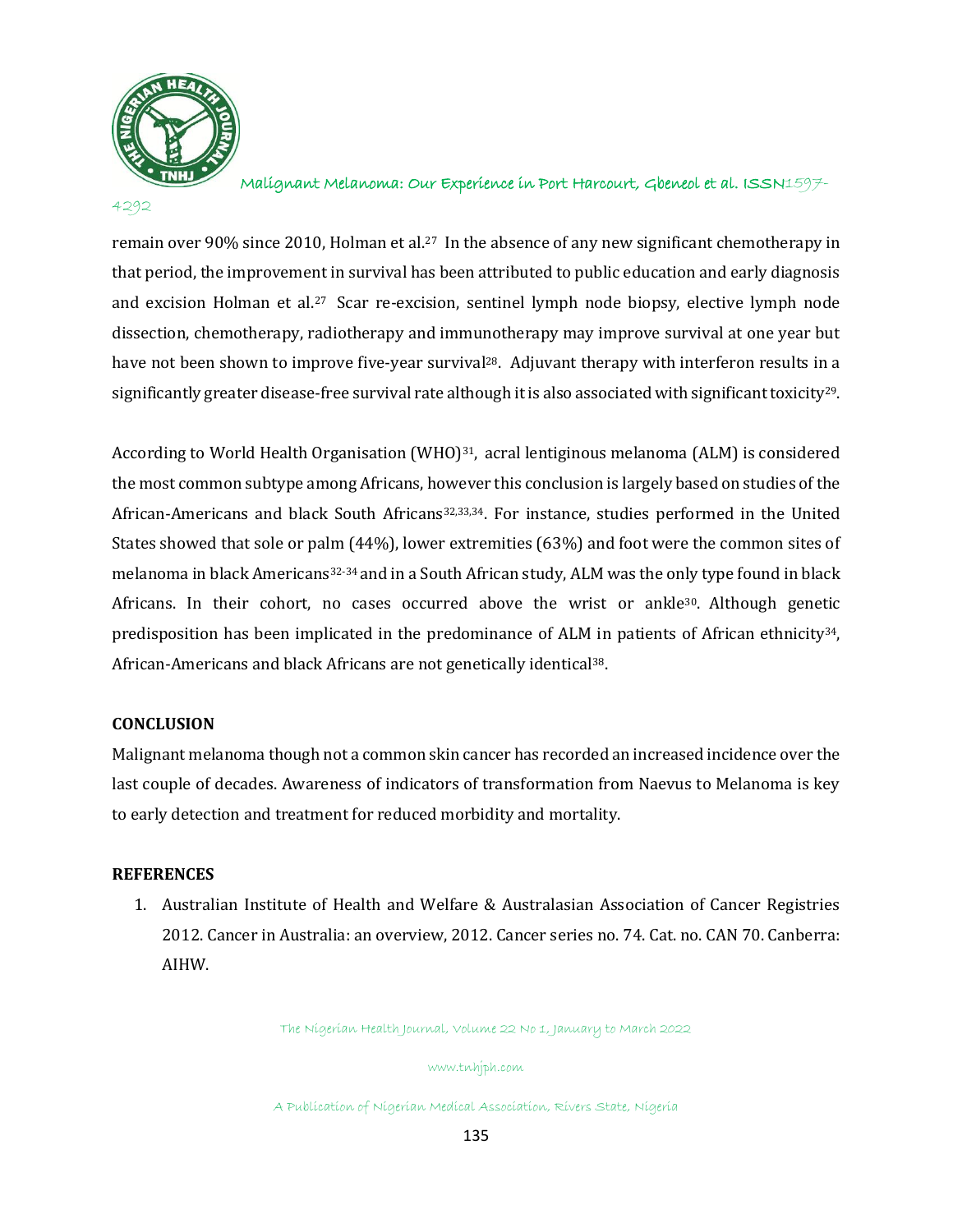remain over 90% since 2010, Holman et al.[27] In the absence of any new significant chemotherapy in that period, the improvement in survival has been attributed to public education and early diagnosis and excision Holman et al.[27] Scar re-excision, sentinel lymph node biopsy, elective lymph node dissection, chemotherapy, radiotherapy and immunotherapy may improve survival at one year but have not been shown to improve five-year survival[28]. Adjuvant therapy with interferon results in a significantly greater disease-free survival rate although it is also associated with significant toxicity[29].

According to World Health Organisation (WHO)[31], acral lentiginous melanoma (ALM) is considered the most common subtype among Africans, however this conclusion is largely based on studies of the African-Americans and black South Africans[32,33,34]. For instance, studies performed in the United States showed that sole or palm (44%), lower extremities (63%) and foot were the common sites of melanoma in black Americans[32-34] and in a South African study, ALM was the only type found in black Africans. In their cohort, no cases occurred above the wrist or ankle[30]. Although genetic predisposition has been implicated in the predominance of ALM in patients of African ethnicity[34], African-Americans and black Africans are not genetically identical[38].

## CONCLUSION

Malignant melanoma though not a common skin cancer has recorded an increased incidence over the last couple of decades. Awareness of indicators of transformation from Naevus to Melanoma is key to early detection and treatment for reduced morbidity and mortality.

## REFERENCES

1. Australian Institute of Health and Welfare & Australasian Association of Cancer Registries 2012. Cancer in Australia: an overview, 2012. Cancer series no. 74. Cat. no. CAN 70. Canberra: AIHW.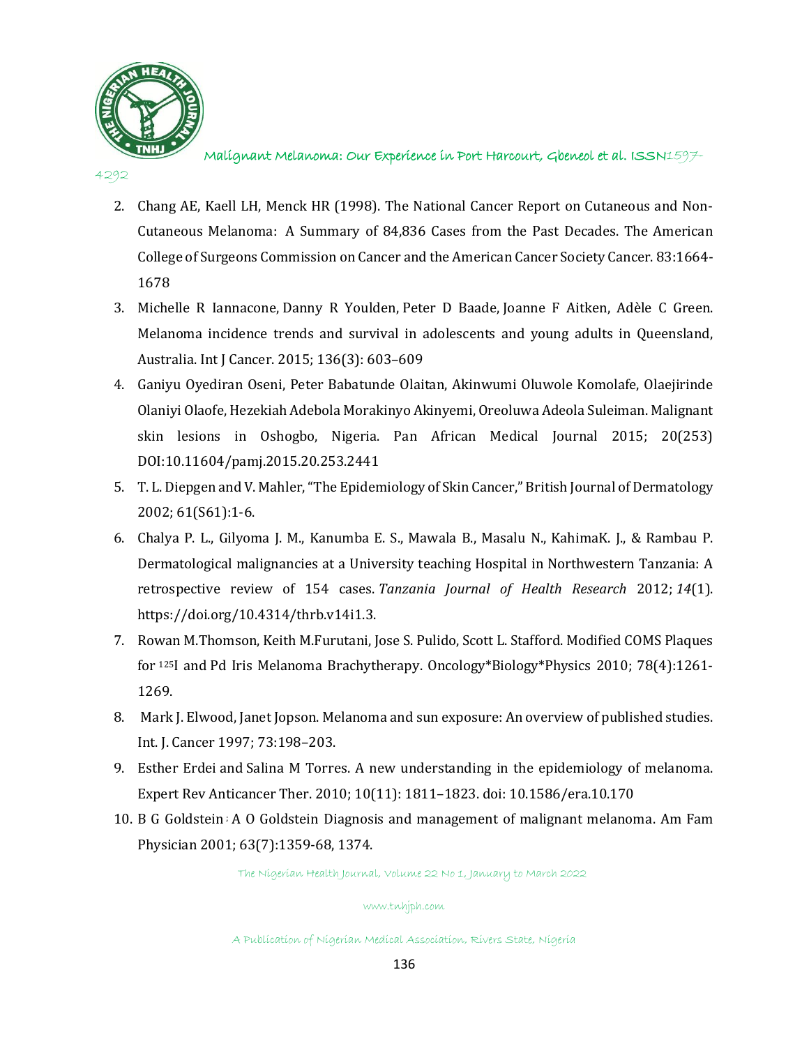2. Chang AE, Kaell LH, Menck HR (1998). The National Cancer Report on Cutaneous and Non-Cutaneous Melanoma: A Summary of 84,836 Cases from the Past Decades. The American College of Surgeons Commission on Cancer and the American Cancer Society Cancer. 83:1664-1678
3. Michelle R Iannacone, Danny R Youlden, Peter D Baade, Joanne F Aitken, Adèle C Green. Melanoma incidence trends and survival in adolescents and young adults in Queensland, Australia. Int J Cancer. 2015; 136(3): 603–609
4. Ganiyu Oyediran Oseni, Peter Babatunde Olaitan, Akinwumi Oluwole Komolafe, Olaejirinde Olaniyi Olaofe, Hezekiah Adebola Morakinyo Akinyemi, Oreoluwa Adeola Suleiman. Malignant skin lesions in Oshogbo, Nigeria. Pan African Medical Journal 2015; 20(253) DOI:10.11604/pamj.2015.20.253.2441
5. T. L. Diepgen and V. Mahler, "The Epidemiology of Skin Cancer," British Journal of Dermatology 2002; 61(S61):1-6.
6. Chalya P. L., Gilyoma J. M., Kanumba E. S., Mawala B., Masalu N., KahimaK. J., & Rambau P. Dermatological malignancies at a University teaching Hospital in Northwestern Tanzania: A retrospective review of 154 cases. *Tanzania Journal of Health Research* 2012; *14*(1). https://doi.org/10.4314/thrb.v14i1.3.
7. Rowan M.Thomson, Keith M.Furutani, Jose S. Pulido, Scott L. Stafford. Modified COMS Plaques for $^{125}$I and Pd Iris Melanoma Brachytherapy. Oncology*Biology*Physics 2010; 78(4):1261-1269.
8. Mark J. Elwood, Janet Jopson. Melanoma and sun exposure: An overview of published studies. Int. J. Cancer 1997; 73:198–203.
9. Esther Erdei and Salina M Torres. A new understanding in the epidemiology of melanoma. Expert Rev Anticancer Ther. 2010; 10(11): 1811–1823. doi: 10.1586/era.10.170
10. B G Goldstein ; A O Goldstein Diagnosis and management of malignant melanoma. Am Fam Physician 2001; 63(7):1359-68, 1374.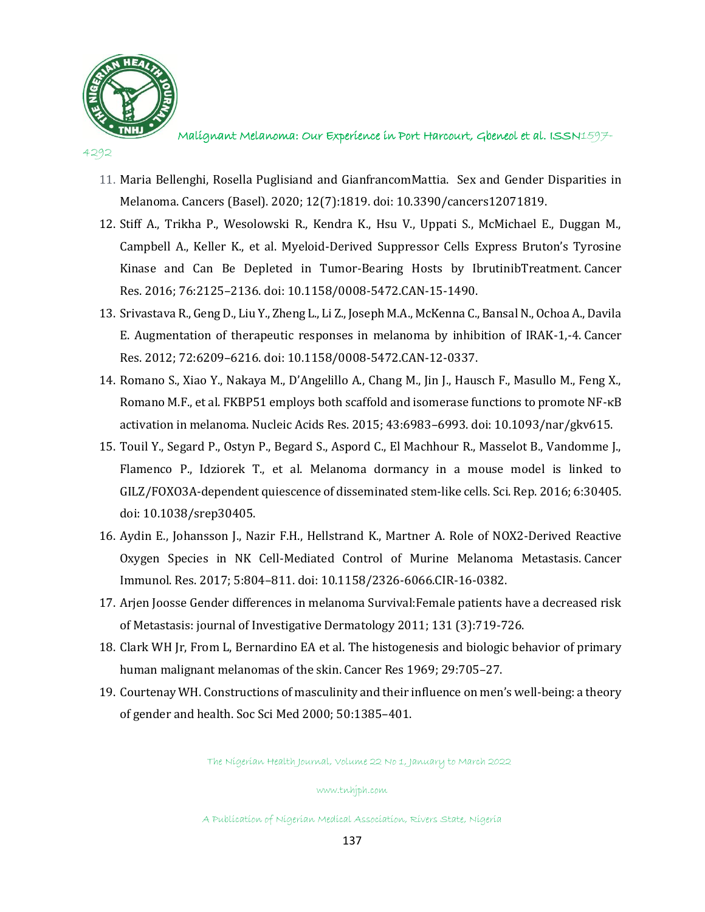11. Maria Bellenghi, Rosella Puglisiand and GianfrancomMattia. Sex and Gender Disparities in Melanoma. Cancers (Basel). 2020; 12(7):1819. doi: 10.3390/cancers12071819.
12. Stiff A., Trikha P., Wesolowski R., Kendra K., Hsu V., Uppati S., McMichael E., Duggan M., Campbell A., Keller K., et al. Myeloid-Derived Suppressor Cells Express Bruton's Tyrosine Kinase and Can Be Depleted in Tumor-Bearing Hosts by IbrutinibTreatment. Cancer Res. 2016; 76:2125–2136. doi: 10.1158/0008-5472.CAN-15-1490.
13. Srivastava R., Geng D., Liu Y., Zheng L., Li Z., Joseph M.A., McKenna C., Bansal N., Ochoa A., Davila E. Augmentation of therapeutic responses in melanoma by inhibition of IRAK-1,-4. Cancer Res. 2012; 72:6209–6216. doi: 10.1158/0008-5472.CAN-12-0337.
14. Romano S., Xiao Y., Nakaya M., D'Angelillo A., Chang M., Jin J., Hausch F., Masullo M., Feng X., Romano M.F., et al. FKBP51 employs both scaffold and isomerase functions to promote NF-κB activation in melanoma. Nucleic Acids Res. 2015; 43:6983–6993. doi: 10.1093/nar/gkv615.
15. Touil Y., Segard P., Ostyn P., Begard S., Aspord C., El Machhour R., Masselot B., Vandomme J., Flamenco P., Idziorek T., et al. Melanoma dormancy in a mouse model is linked to GILZ/FOXO3A-dependent quiescence of disseminated stem-like cells. Sci. Rep. 2016; 6:30405. doi: 10.1038/srep30405.
16. Aydin E., Johansson J., Nazir F.H., Hellstrand K., Martner A. Role of NOX2-Derived Reactive Oxygen Species in NK Cell-Mediated Control of Murine Melanoma Metastasis. Cancer Immunol. Res. 2017; 5:804–811. doi: 10.1158/2326-6066.CIR-16-0382.
17. Arjen Joosse Gender differences in melanoma Survival:Female patients have a decreased risk of Metastasis: journal of Investigative Dermatology 2011; 131 (3):719-726.
18. Clark WH Jr, From L, Bernardino EA et al. The histogenesis and biologic behavior of primary human malignant melanomas of the skin. Cancer Res 1969; 29:705–27.
19. Courtenay WH. Constructions of masculinity and their influence on men's well-being: a theory of gender and health. Soc Sci Med 2000; 50:1385–401.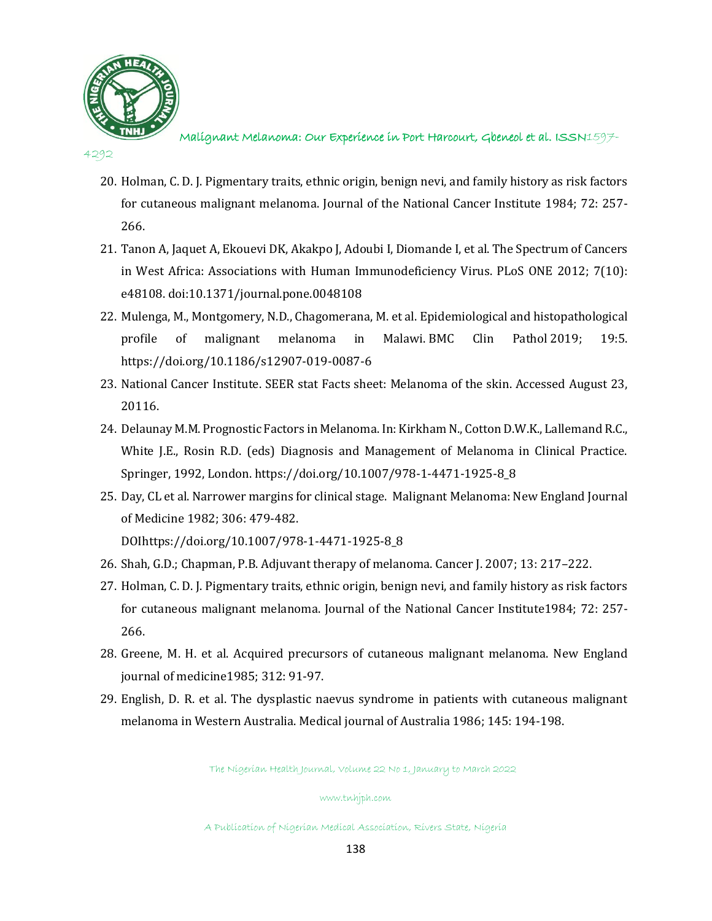20. Holman, C. D. J. Pigmentary traits, ethnic origin, benign nevi, and family history as risk factors for cutaneous malignant melanoma. Journal of the National Cancer Institute 1984; 72: 257-266.
21. Tanon A, Jaquet A, Ekouevi DK, Akakpo J, Adoubi I, Diomande I, et al. The Spectrum of Cancers in West Africa: Associations with Human Immunodeficiency Virus. PLoS ONE 2012; 7(10): e48108. doi:10.1371/journal.pone.0048108
22. Mulenga, M., Montgomery, N.D., Chagomerana, M. et al. Epidemiological and histopathological profile of malignant melanoma in Malawi. BMC Clin Pathol 2019; 19:5. https://doi.org/10.1186/s12907-019-0087-6
23. National Cancer Institute. SEER stat Facts sheet: Melanoma of the skin. Accessed August 23, 20116.
24. Delaunay M.M. Prognostic Factors in Melanoma. In: Kirkham N., Cotton D.W.K., Lallemand R.C., White J.E., Rosin R.D. (eds) Diagnosis and Management of Melanoma in Clinical Practice. Springer, 1992, London. https://doi.org/10.1007/978-1-4471-1925-8_8
25. Day, CL et al. Narrower margins for clinical stage. Malignant Melanoma: New England Journal of Medicine 1982; 306: 479-482. DOIhttps://doi.org/10.1007/978-1-4471-1925-8_8
26. Shah, G.D.; Chapman, P.B. Adjuvant therapy of melanoma. Cancer J. 2007; 13: 217–222.
27. Holman, C. D. J. Pigmentary traits, ethnic origin, benign nevi, and family history as risk factors for cutaneous malignant melanoma. Journal of the National Cancer Institute1984; 72: 257-266.
28. Greene, M. H. et al. Acquired precursors of cutaneous malignant melanoma. New England journal of medicine1985; 312: 91-97.
29. English, D. R. et al. The dysplastic naevus syndrome in patients with cutaneous malignant melanoma in Western Australia. Medical journal of Australia 1986; 145: 194-198.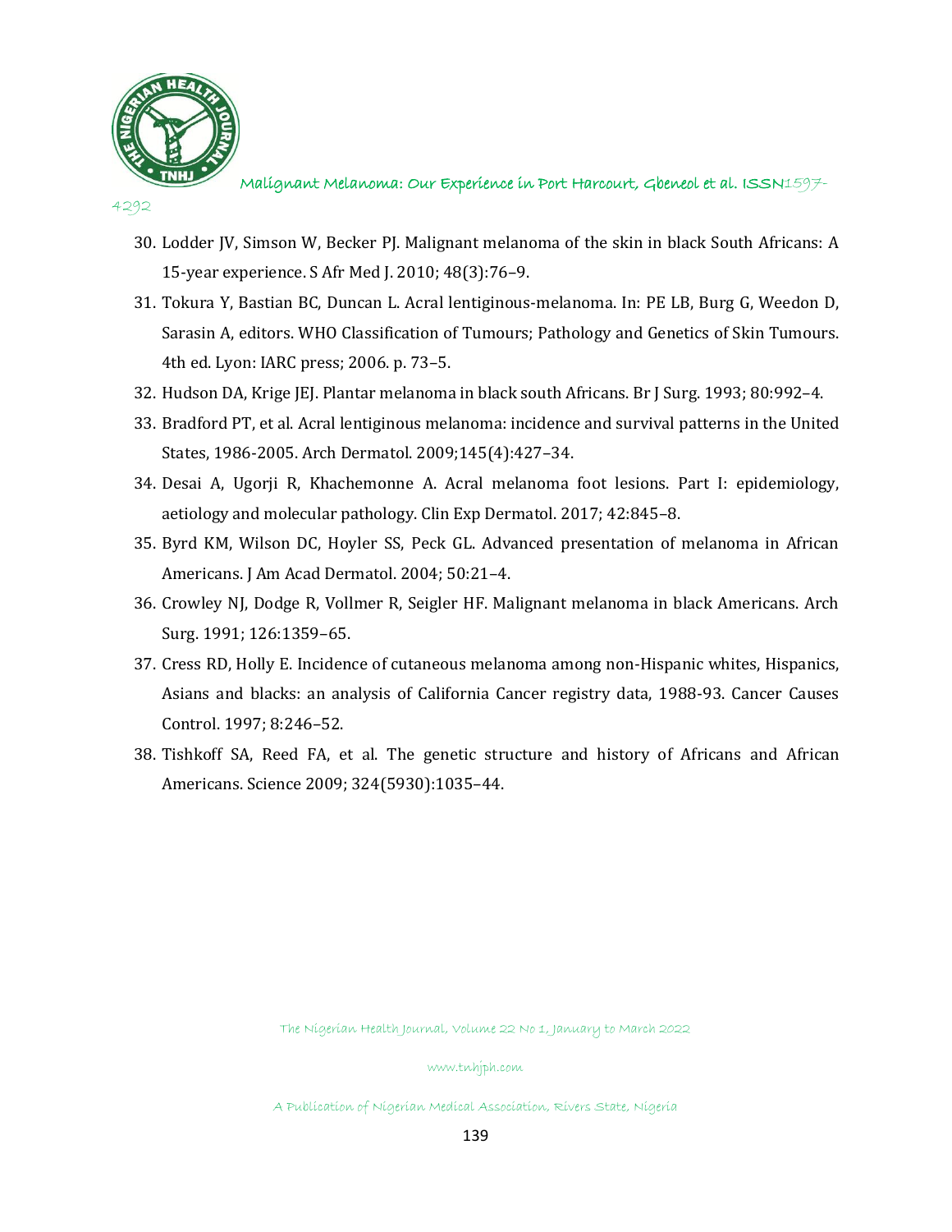30. Lodder JV, Simson W, Becker PJ. Malignant melanoma of the skin in black South Africans: A 15-year experience. S Afr Med J. 2010; 48(3):76–9.
31. Tokura Y, Bastian BC, Duncan L. Acral lentiginous-melanoma. In: PE LB, Burg G, Weedon D, Sarasin A, editors. WHO Classification of Tumours; Pathology and Genetics of Skin Tumours. 4th ed. Lyon: IARC press; 2006. p. 73–5.
32. Hudson DA, Krige JEJ. Plantar melanoma in black south Africans. Br J Surg. 1993; 80:992–4.
33. Bradford PT, et al. Acral lentiginous melanoma: incidence and survival patterns in the United States, 1986-2005. Arch Dermatol. 2009;145(4):427–34.
34. Desai A, Ugorji R, Khachemonne A. Acral melanoma foot lesions. Part I: epidemiology, aetiology and molecular pathology. Clin Exp Dermatol. 2017; 42:845–8.
35. Byrd KM, Wilson DC, Hoyler SS, Peck GL. Advanced presentation of melanoma in African Americans. J Am Acad Dermatol. 2004; 50:21–4.
36. Crowley NJ, Dodge R, Vollmer R, Seigler HF. Malignant melanoma in black Americans. Arch Surg. 1991; 126:1359–65.
37. Cress RD, Holly E. Incidence of cutaneous melanoma among non-Hispanic whites, Hispanics, Asians and blacks: an analysis of California Cancer registry data, 1988-93. Cancer Causes Control. 1997; 8:246–52.
38. Tishkoff SA, Reed FA, et al. The genetic structure and history of Africans and African Americans. Science 2009; 324(5930):1035–44.